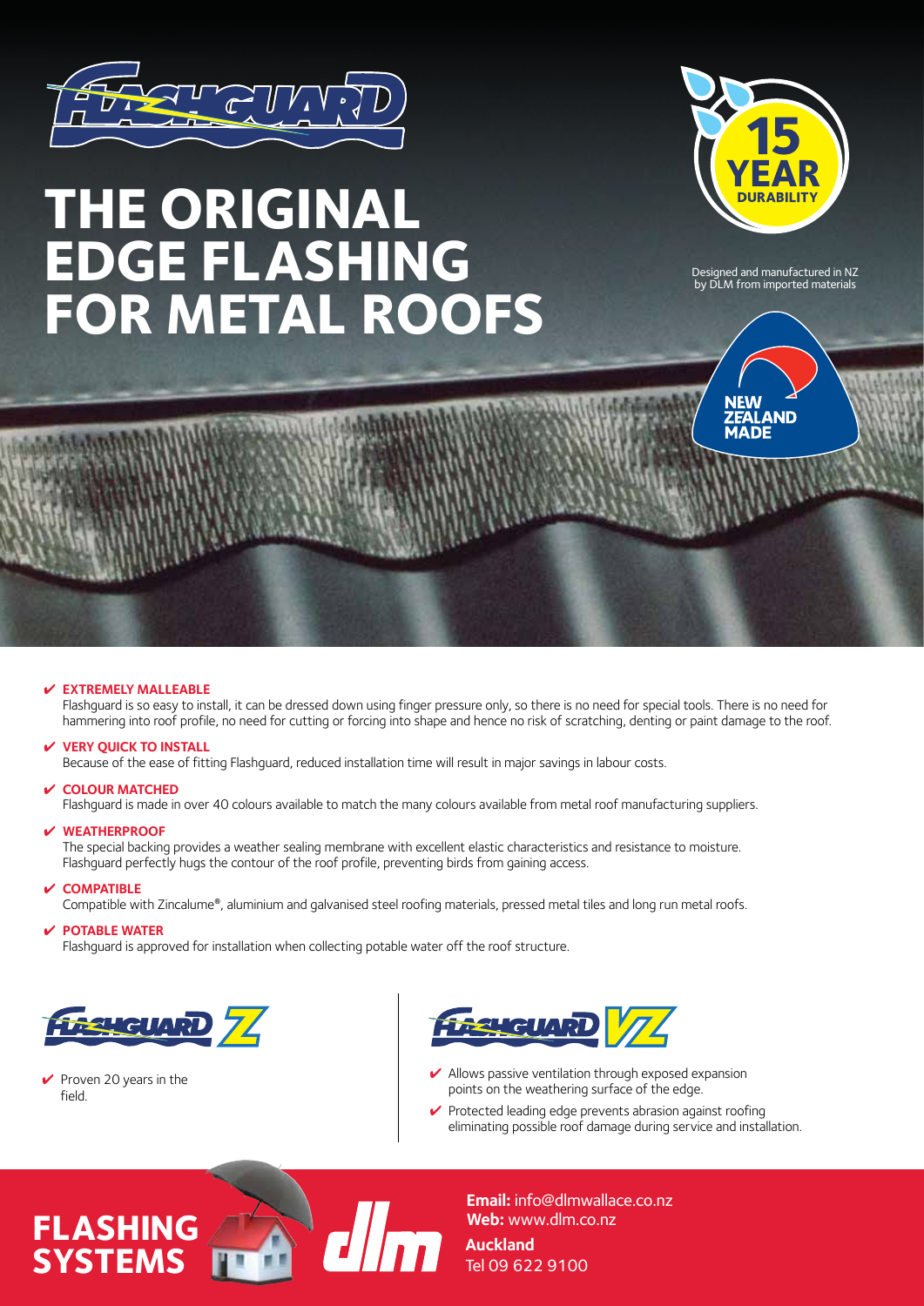# THE ORIGINAL EDGE FLASHING FOR METAL ROOFS

15 YEAR DURABILITY

Designed and manufactured in NZ by DLM from imported materials

NEW ZEALAND MADE

✔ **EXTREMELY MALLEABLE**
Flashguard is so easy to install, it can be dressed down using finger pressure only, so there is no need for special tools. There is no need for hammering into roof profile, no need for cutting or forcing into shape and hence no risk of scratching, denting or paint damage to the roof.

✔ **VERY QUICK TO INSTALL**
Because of the ease of fitting Flashguard, reduced installation time will result in major savings in labour costs.

✔ **COLOUR MATCHED**
Flashguard is made in over 40 colours available to match the many colours available from metal roof manufacturing suppliers.

✔ **WEATHERPROOF**
The special backing provides a weather sealing membrane with excellent elastic characteristics and resistance to moisture. Flashguard perfectly hugs the contour of the roof profile, preventing birds from gaining access.

✔ **COMPATIBLE**
Compatible with Zincalume®, aluminium and galvanised steel roofing materials, pressed metal tiles and long run metal roofs.

✔ **POTABLE WATER**
Flashguard is approved for installation when collecting potable water off the roof structure.

## FLASHGUARD Z

- ✔ Proven 20 years in the field.

## FLASHGUARD VZ

- ✔ Allows passive ventilation through exposed expansion points on the weathering surface of the edge.
- ✔ Protected leading edge prevents abrasion against roofing eliminating possible roof damage during service and installation.

**FLASHING SYSTEMS**

dlm

**Email:** info@dlmwallace.co.nz
**Web:** www.dlm.co.nz

**Auckland**
Tel 09 622 9100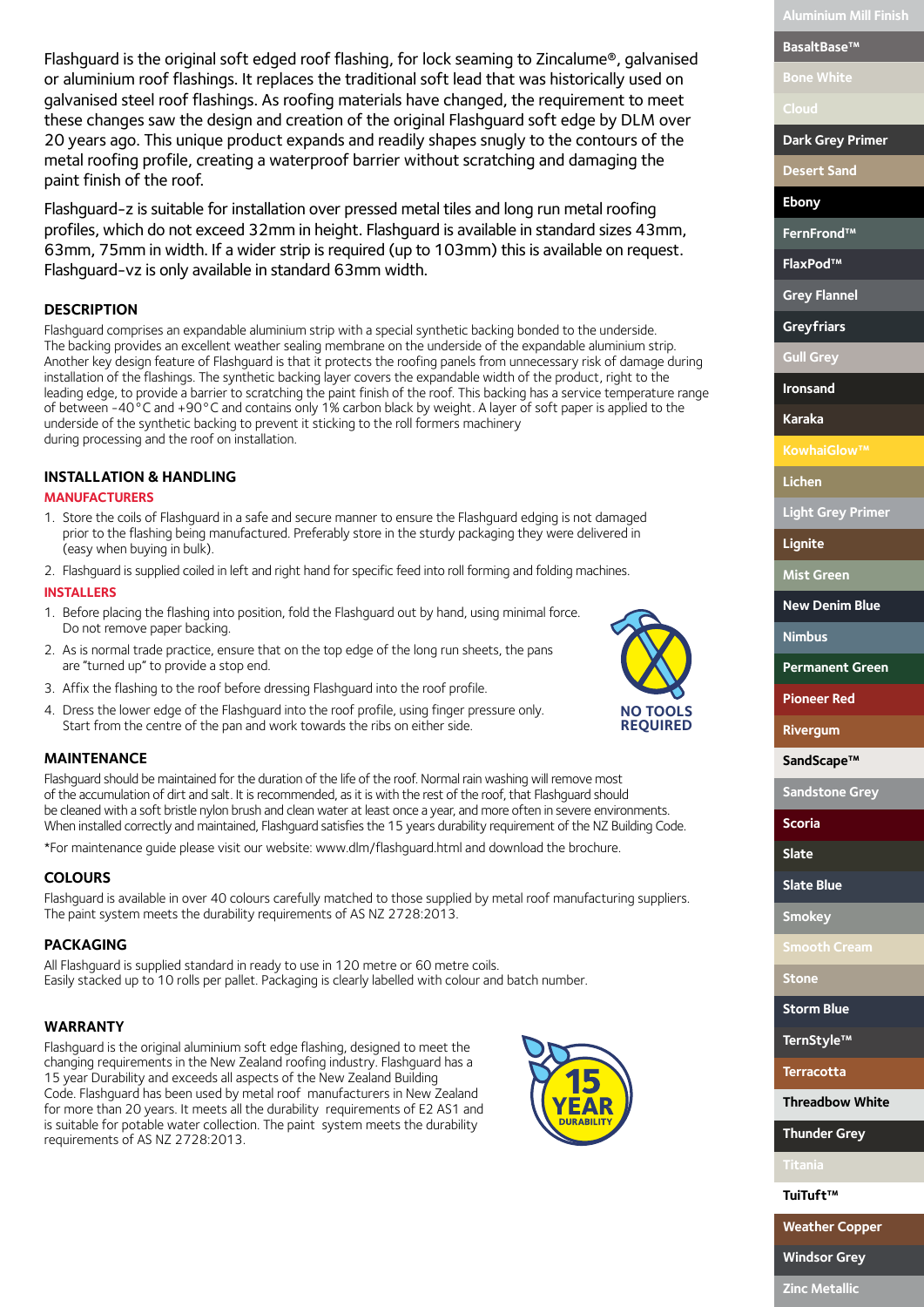Flashguard is the original soft edged roof flashing, for lock seaming to Zincalume®, galvanised or aluminium roof flashings. It replaces the traditional soft lead that was historically used on galvanised steel roof flashings. As roofing materials have changed, the requirement to meet these changes saw the design and creation of the original Flashguard soft edge by DLM over 20 years ago. This unique product expands and readily shapes snugly to the contours of the metal roofing profile, creating a waterproof barrier without scratching and damaging the paint finish of the roof.

Flashguard-z is suitable for installation over pressed metal tiles and long run metal roofing profiles, which do not exceed 32mm in height. Flashguard is available in standard sizes 43mm, 63mm, 75mm in width. If a wider strip is required (up to 103mm) this is available on request. Flashguard-vz is only available in standard 63mm width.

## DESCRIPTION

Flashguard comprises an expandable aluminium strip with a special synthetic backing bonded to the underside. The backing provides an excellent weather sealing membrane on the underside of the expandable aluminium strip. Another key design feature of Flashguard is that it protects the roofing panels from unnecessary risk of damage during installation of the flashings. The synthetic backing layer covers the expandable width of the product, right to the leading edge, to provide a barrier to scratching the paint finish of the roof. This backing has a service temperature range of between -40°C and +90°C and contains only 1% carbon black by weight. A layer of soft paper is applied to the underside of the synthetic backing to prevent it sticking to the roll formers machinery during processing and the roof on installation.

## INSTALLATION & HANDLING

### MANUFACTURERS

1. Store the coils of Flashguard in a safe and secure manner to ensure the Flashguard edging is not damaged prior to the flashing being manufactured. Preferably store in the sturdy packaging they were delivered in (easy when buying in bulk).
2. Flashguard is supplied coiled in left and right hand for specific feed into roll forming and folding machines.

### INSTALLERS

1. Before placing the flashing into position, fold the Flashguard out by hand, using minimal force. Do not remove paper backing.
2. As is normal trade practice, ensure that on the top edge of the long run sheets, the pans are "turned up" to provide a stop end.
3. Affix the flashing to the roof before dressing Flashguard into the roof profile.
4. Dress the lower edge of the Flashguard into the roof profile, using finger pressure only. Start from the centre of the pan and work towards the ribs on either side.

NO TOOLS REQUIRED

## MAINTENANCE

Flashguard should be maintained for the duration of the life of the roof. Normal rain washing will remove most of the accumulation of dirt and salt. It is recommended, as it is with the rest of the roof, that Flashguard should be cleaned with a soft bristle nylon brush and clean water at least once a year, and more often in severe environments. When installed correctly and maintained, Flashguard satisfies the 15 years durability requirement of the NZ Building Code.

*For maintenance guide please visit our website: www.dlm/flashguard.html and download the brochure.

## COLOURS

Flashguard is available in over 40 colours carefully matched to those supplied by metal roof manufacturing suppliers. The paint system meets the durability requirements of AS NZ 2728:2013.

## PACKAGING

All Flashguard is supplied standard in ready to use in 120 metre or 60 metre coils.
Easily stacked up to 10 rolls per pallet. Packaging is clearly labelled with colour and batch number.

## WARRANTY

Flashguard is the original aluminium soft edge flashing, designed to meet the changing requirements in the New Zealand roofing industry. Flashguard has a 15 year Durability and exceeds all aspects of the New Zealand Building Code. Flashguard has been used by metal roof manufacturers in New Zealand for more than 20 years. It meets all the durability requirements of E2 AS1 and is suitable for potable water collection. The paint system meets the durability requirements of AS NZ 2728:2013.

15 YEAR DURABILITY

- Aluminium Mill Finish
- BasaltBase™
- Bone White
- Cloud
- Dark Grey Primer
- Desert Sand
- Ebony
- FernFrond™
- FlaxPod™
- Grey Flannel
- Greyfriars
- Gull Grey
- Ironsand
- Karaka
- KowhaiGlow™
- Lichen
- Light Grey Primer
- Lignite
- Mist Green
- New Denim Blue
- Nimbus
- Permanent Green
- Pioneer Red
- Rivergum
- SandScape™
- Sandstone Grey
- Scoria
- Slate
- Slate Blue
- Smokey
- Smooth Cream
- Stone
- Storm Blue
- TernStyle™
- Terracotta
- Threadbow White
- Thunder Grey
- Titania
- TuiTuft™
- Weather Copper
- Windsor Grey
- Zinc Metallic